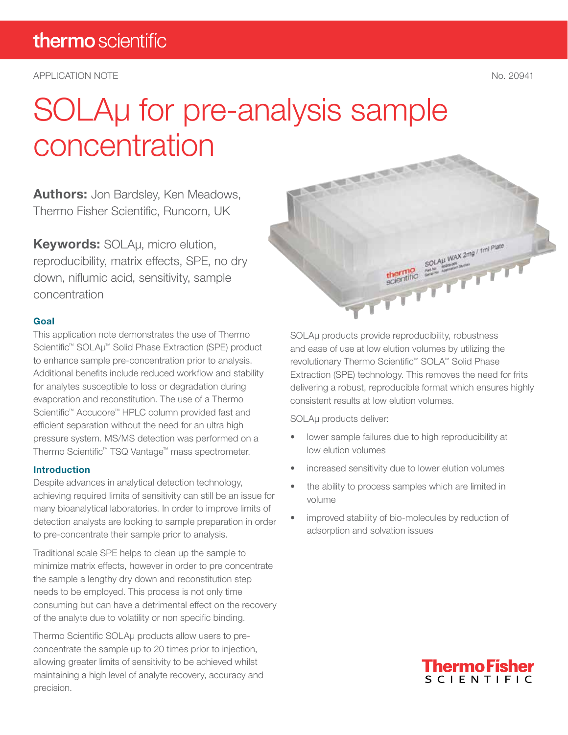thermo scientific

APPLICATION NOTE No. 20941

# SOLAµ for pre-analysis sample concentration

**Authors:** Jon Bardsley, Ken Meadows, Thermo Fisher Scientific, Runcorn, UK

**Keywords:** SOLAµ, micro elution, reproducibility, matrix effects, SPE, no dry down, niflumic acid, sensitivity, sample concentration

### Goal

This application note demonstrates the use of Thermo Scientific™ SOLAµ™ Solid Phase Extraction (SPE) product to enhance sample pre-concentration prior to analysis. Additional benefits include reduced workflow and stability for analytes susceptible to loss or degradation during evaporation and reconstitution. The use of a Thermo Scientific™ Accucore™ HPLC column provided fast and efficient separation without the need for an ultra high pressure system. MS/MS detection was performed on a Thermo Scientific™ TSQ Vantage™ mass spectrometer.

### Introduction

Despite advances in analytical detection technology, achieving required limits of sensitivity can still be an issue for many bioanalytical laboratories. In order to improve limits of detection analysts are looking to sample preparation in order to pre-concentrate their sample prior to analysis.

Traditional scale SPE helps to clean up the sample to minimize matrix effects, however in order to pre concentrate the sample a lengthy dry down and reconstitution step needs to be employed. This process is not only time consuming but can have a detrimental effect on the recovery of the analyte due to volatility or non specific binding.

Thermo Scientific SOLAµ products allow users to pre-concentrate the sample up to 20 times prior to injection, allowing greater limits of sensitivity to be achieved whilst maintaining a high level of analyte recovery, accuracy and precision.

SOLAµ products provide reproducibility, robustness and ease of use at low elution volumes by utilizing the revolutionary Thermo Scientific™ SOLA™ Solid Phase Extraction (SPE) technology. This removes the need for frits delivering a robust, reproducible format which ensures highly consistent results at low elution volumes.

SOLAµ products deliver:

- lower sample failures due to high reproducibility at low elution volumes
- increased sensitivity due to lower elution volumes
- the ability to process samples which are limited in volume
- improved stability of bio-molecules by reduction of adsorption and solvation issues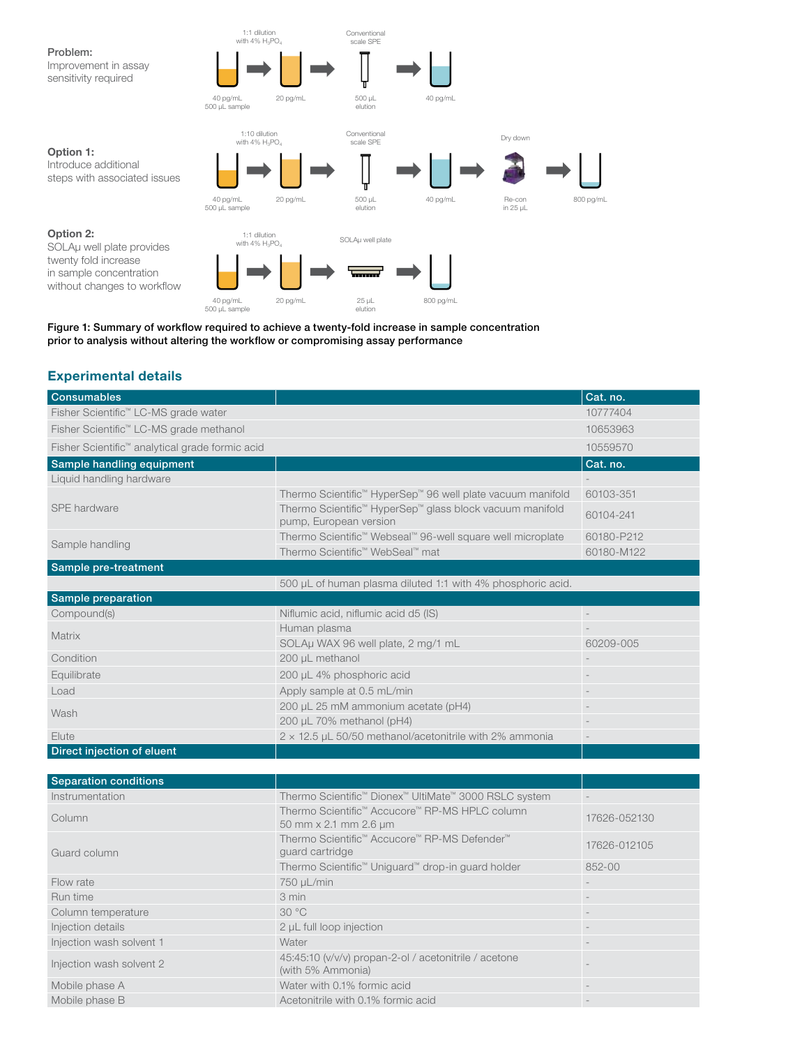**Problem:**
Improvement in assay sensitivity required

1:1 dilution with 4% $H_3PO_4$ → Conventional scale SPE

40 pg/mL 500 µL sample → 20 pg/mL → 500 µL elution → 40 pg/mL

**Option 1:**
Introduce additional steps with associated issues

1:10 dilution with 4% $H_3PO_4$ → Conventional scale SPE → Dry down

40 pg/mL 500 µL sample → 20 pg/mL → 500 µL elution → 40 pg/mL → Re-con in 25 µL → 800 pg/mL

**Option 2:**
SOLAµ well plate provides twenty fold increase in sample concentration without changes to workflow

1:1 dilution with 4% $H_3PO_4$ → SOLAµ well plate

40 pg/mL 500 µL sample → 20 pg/mL → 25 µL elution → 800 pg/mL

**Figure 1: Summary of workflow required to achieve a twenty-fold increase in sample concentration prior to analysis without altering the workflow or compromising assay performance**

## Experimental details

| Consumables | | Cat. no. |
|---|---|---|
| Fisher Scientific™ LC-MS grade water | | 10777404 |
| Fisher Scientific™ LC-MS grade methanol | | 10653963 |
| Fisher Scientific™ analytical grade formic acid | | 10559570 |
| **Sample handling equipment** | | **Cat. no.** |
| Liquid handling hardware | | - |
| SPE hardware | Thermo Scientific™ HyperSep™ 96 well plate vacuum manifold | 60103-351 |
| | Thermo Scientific™ HyperSep™ glass block vacuum manifold pump, European version | 60104-241 |
| Sample handling | Thermo Scientific™ Webseal™ 96-well square well microplate | 60180-P212 |
| | Thermo Scientific™ WebSeal™ mat | 60180-M122 |
| **Sample pre-treatment** | | |
| | 500 µL of human plasma diluted 1:1 with 4% phosphoric acid. | |
| **Sample preparation** | | |
| Compound(s) | Niflumic acid, niflumic acid d5 (IS) | - |
| Matrix | Human plasma | - |
| | SOLAµ WAX 96 well plate, 2 mg/1 mL | 60209-005 |
| Condition | 200 µL methanol | - |
| Equilibrate | 200 µL 4% phosphoric acid | - |
| Load | Apply sample at 0.5 mL/min | - |
| Wash | 200 µL 25 mM ammonium acetate (pH4) | - |
| | 200 µL 70% methanol (pH4) | - |
| Elute | 2 × 12.5 µL 50/50 methanol/acetonitrile with 2% ammonia | - |
| **Direct injection of eluent** | | |

| Separation conditions | | |
|---|---|---|
| Instrumentation | Thermo Scientific™ Dionex™ UltiMate™ 3000 RSLC system | - |
| Column | Thermo Scientific™ Accucore™ RP-MS HPLC column 50 mm x 2.1 mm 2.6 µm | 17626-052130 |
| Guard column | Thermo Scientific™ Accucore™ RP-MS Defender™ guard cartridge | 17626-012105 |
| | Thermo Scientific™ Uniguard™ drop-in guard holder | 852-00 |
| Flow rate | 750 µL/min | - |
| Run time | 3 min | - |
| Column temperature | 30 °C | - |
| Injection details | 2 µL full loop injection | - |
| Injection wash solvent 1 | Water | - |
| Injection wash solvent 2 | 45:45:10 (v/v/v) propan-2-ol / acetonitrile / acetone (with 5% Ammonia) | - |
| Mobile phase A | Water with 0.1% formic acid | - |
| Mobile phase B | Acetonitrile with 0.1% formic acid | - |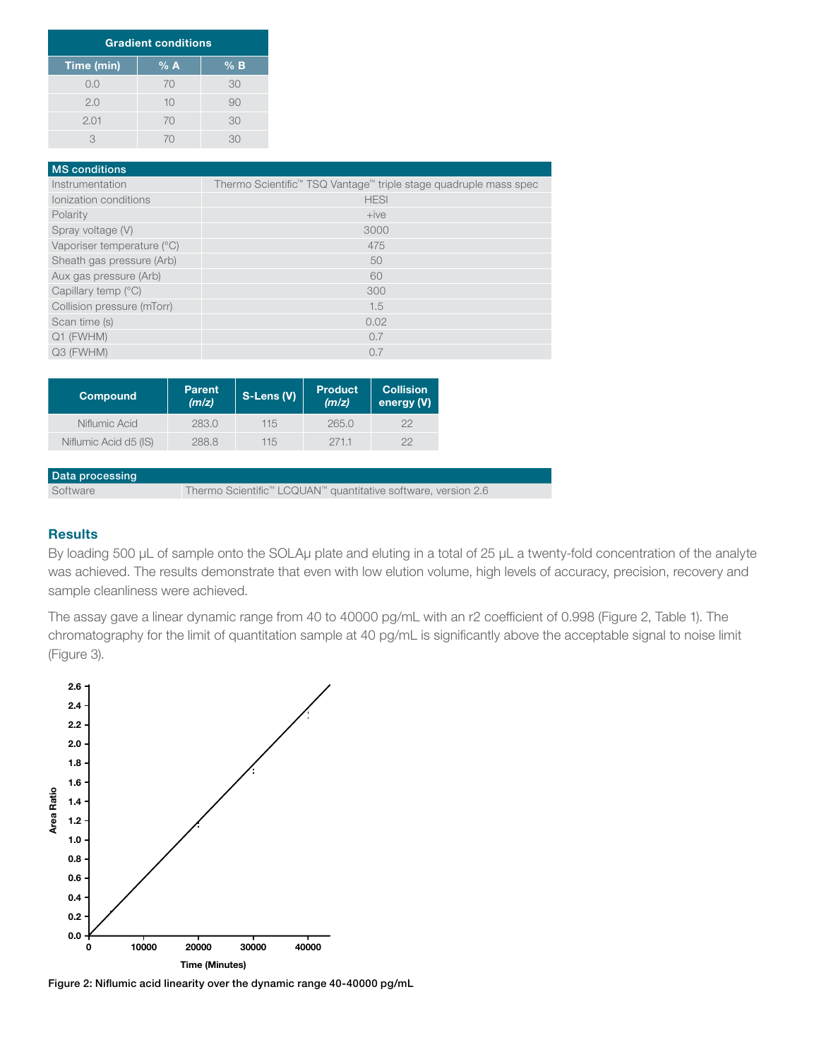| Gradient conditions | | |
|---|---|---|
| **Time (min)** | **% A** | **% B** |
| 0.0 | 70 | 30 |
| 2.0 | 10 | 90 |
| 2.01 | 70 | 30 |
| 3 | 70 | 30 |

| MS conditions | |
|---|---|
| Instrumentation | Thermo Scientific™ TSQ Vantage™ triple stage quadruple mass spec |
| Ionization conditions | HESI |
| Polarity | +ive |
| Spray voltage (V) | 3000 |
| Vaporiser temperature (°C) | 475 |
| Sheath gas pressure (Arb) | 50 |
| Aux gas pressure (Arb) | 60 |
| Capillary temp (°C) | 300 |
| Collision pressure (mTorr) | 1.5 |
| Scan time (s) | 0.02 |
| Q1 (FWHM) | 0.7 |
| Q3 (FWHM) | 0.7 |

| Compound | Parent (*m/z*) | S-Lens (V) | Product (*m/z*) | Collision energy (V) |
|---|---|---|---|---|
| Niflumic Acid | 283.0 | 115 | 265.0 | 22 |
| Niflumic Acid d5 (IS) | 288.8 | 115 | 271.1 | 22 |

| Data processing | |
|---|---|
| Software | Thermo Scientific™ LCQUAN™ quantitative software, version 2.6 |

## Results

By loading 500 µL of sample onto the SOLAµ plate and eluting in a total of 25 µL a twenty-fold concentration of the analyte was achieved. The results demonstrate that even with low elution volume, high levels of accuracy, precision, recovery and sample cleanliness were achieved.

The assay gave a linear dynamic range from 40 to 40000 pg/mL with an r2 coefficient of 0.998 (Figure 2, Table 1). The chromatography for the limit of quantitation sample at 40 pg/mL is significantly above the acceptable signal to noise limit (Figure 3).

**Figure 2: Niflumic acid linearity over the dynamic range 40-40000 pg/mL**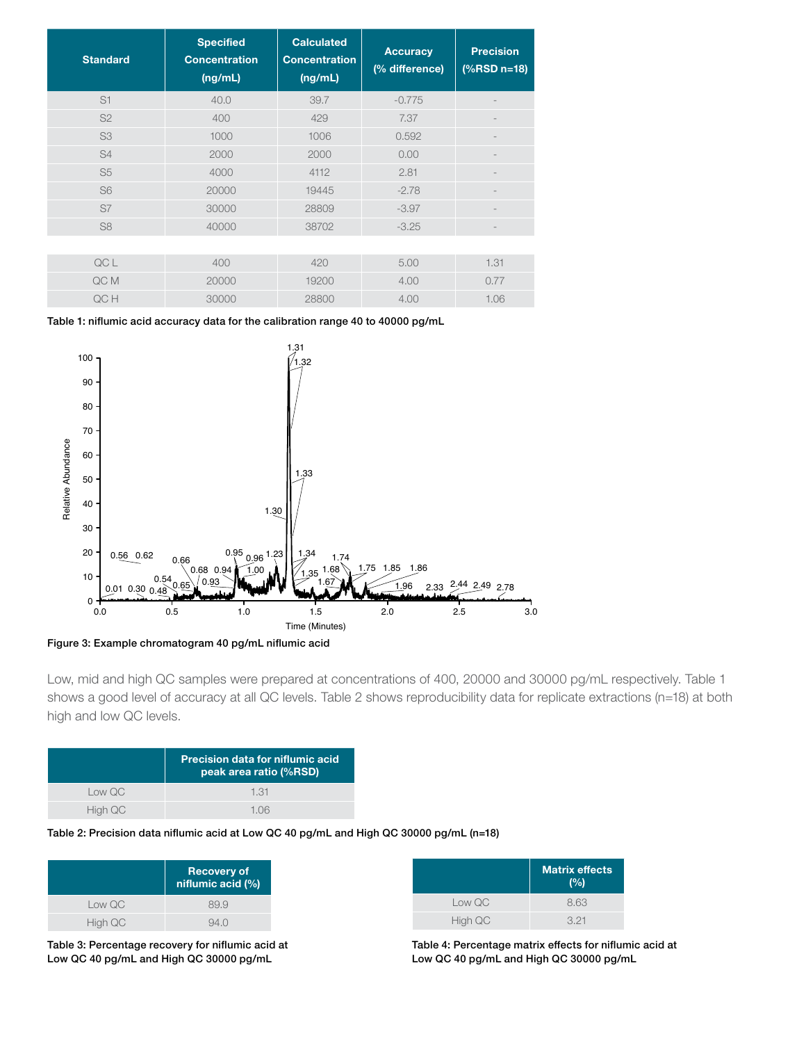| Standard | Specified Concentration (ng/mL) | Calculated Concentration (ng/mL) | Accuracy (% difference) | Precision (%RSD n=18) |
|---|---|---|---|---|
| S1 | 40.0 | 39.7 | -0.775 | - |
| S2 | 400 | 429 | 7.37 | - |
| S3 | 1000 | 1006 | 0.592 | - |
| S4 | 2000 | 2000 | 0.00 | - |
| S5 | 4000 | 4112 | 2.81 | - |
| S6 | 20000 | 19445 | -2.78 | - |
| S7 | 30000 | 28809 | -3.97 | - |
| S8 | 40000 | 38702 | -3.25 | - |
| | | | | |
| QC L | 400 | 420 | 5.00 | 1.31 |
| QC M | 20000 | 19200 | 4.00 | 0.77 |
| QC H | 30000 | 28800 | 4.00 | 1.06 |

**Table 1: niflumic acid accuracy data for the calibration range 40 to 40000 pg/mL**

**Figure 3: Example chromatogram 40 pg/mL niflumic acid**

Low, mid and high QC samples were prepared at concentrations of 400, 20000 and 30000 pg/mL respectively. Table 1 shows a good level of accuracy at all QC levels. Table 2 shows reproducibility data for replicate extractions (n=18) at both high and low QC levels.

| | Precision data for niflumic acid peak area ratio (%RSD) |
|---|---|
| Low QC | 1.31 |
| High QC | 1.06 |

**Table 2: Precision data niflumic acid at Low QC 40 pg/mL and High QC 30000 pg/mL (n=18)**

| | Recovery of niflumic acid (%) |
|---|---|
| Low QC | 89.9 |
| High QC | 94.0 |

**Table 3: Percentage recovery for niflumic acid at Low QC 40 pg/mL and High QC 30000 pg/mL**

| | Matrix effects (%) |
|---|---|
| Low QC | 8.63 |
| High QC | 3.21 |

**Table 4: Percentage matrix effects for niflumic acid at Low QC 40 pg/mL and High QC 30000 pg/mL**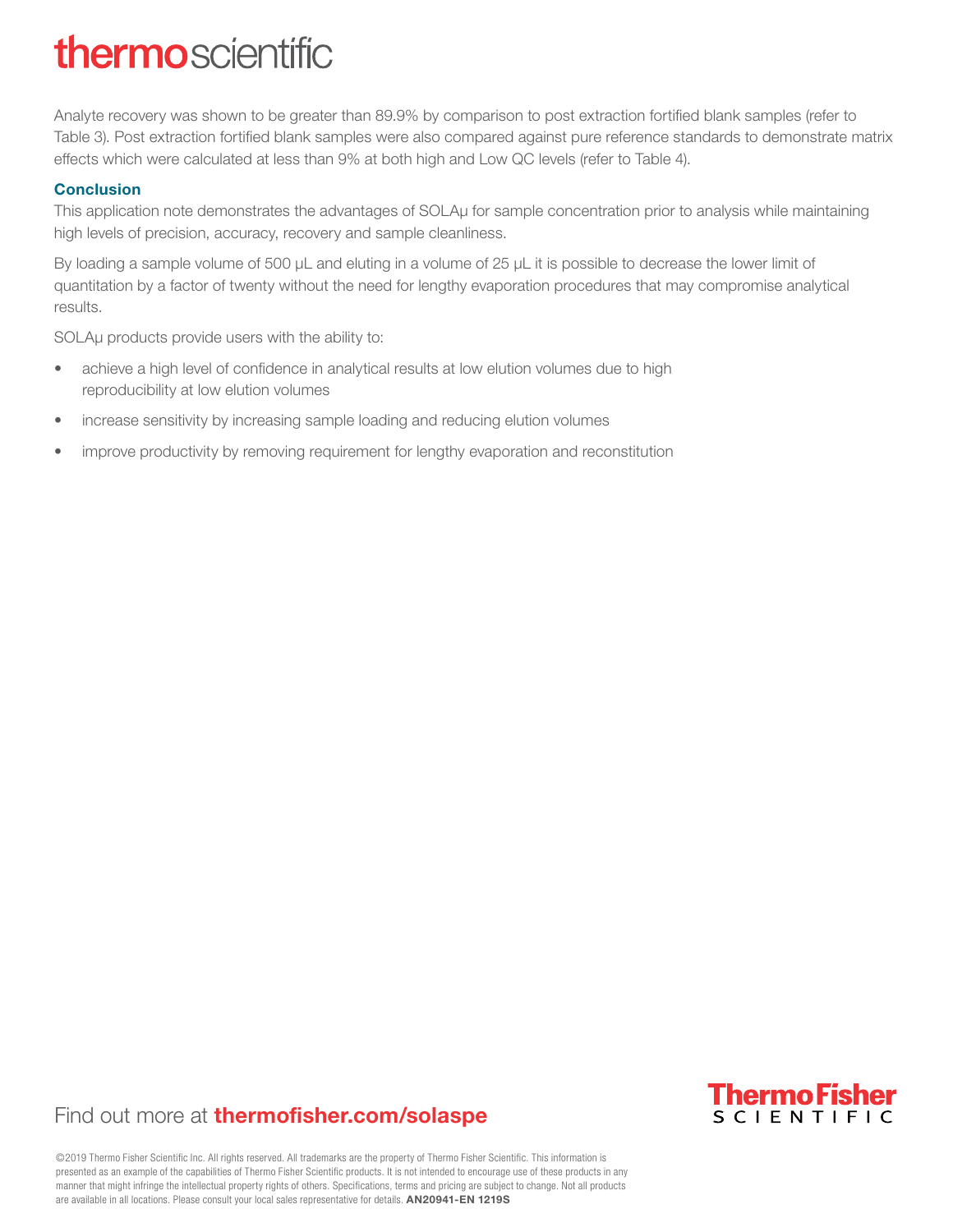Analyte recovery was shown to be greater than 89.9% by comparison to post extraction fortified blank samples (refer to Table 3). Post extraction fortified blank samples were also compared against pure reference standards to demonstrate matrix effects which were calculated at less than 9% at both high and Low QC levels (refer to Table 4).

## Conclusion

This application note demonstrates the advantages of SOLAμ for sample concentration prior to analysis while maintaining high levels of precision, accuracy, recovery and sample cleanliness.

By loading a sample volume of 500 μL and eluting in a volume of 25 μL it is possible to decrease the lower limit of quantitation by a factor of twenty without the need for lengthy evaporation procedures that may compromise analytical results.

SOLAμ products provide users with the ability to:

- achieve a high level of confidence in analytical results at low elution volumes due to high reproducibility at low elution volumes
- increase sensitivity by increasing sample loading and reducing elution volumes
- improve productivity by removing requirement for lengthy evaporation and reconstitution

Find out more at **thermofisher.com/solaspe**

©2019 Thermo Fisher Scientific Inc. All rights reserved. All trademarks are the property of Thermo Fisher Scientific. This information is presented as an example of the capabilities of Thermo Fisher Scientific products. It is not intended to encourage use of these products in any manner that might infringe the intellectual property rights of others. Specifications, terms and pricing are subject to change. Not all products are available in all locations. Please consult your local sales representative for details. **AN20941-EN 1219S**